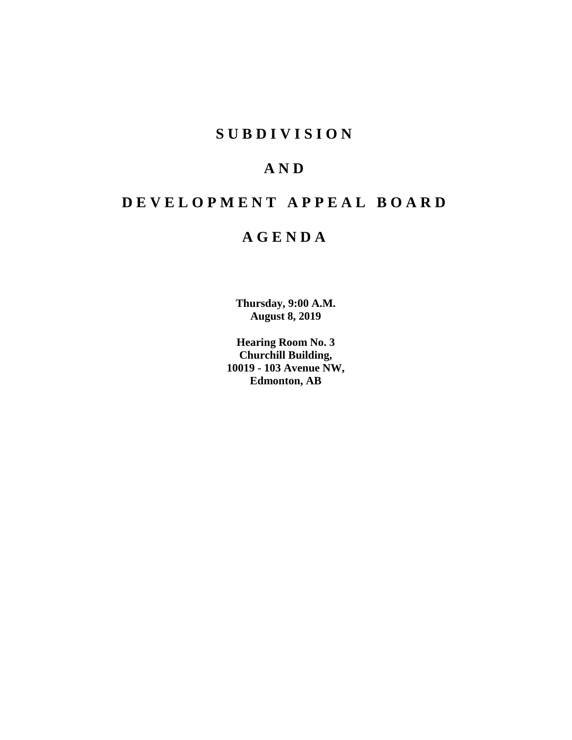# S U B D I V I S I O N

# A N D

# D E V E L O P M E N T   A P P E A L   B O A R D

# A G E N D A

**Thursday, 9:00 A.M.**
**August 8, 2019**

**Hearing Room No. 3**
**Churchill Building,**
**10019 - 103 Avenue NW,**
**Edmonton, AB**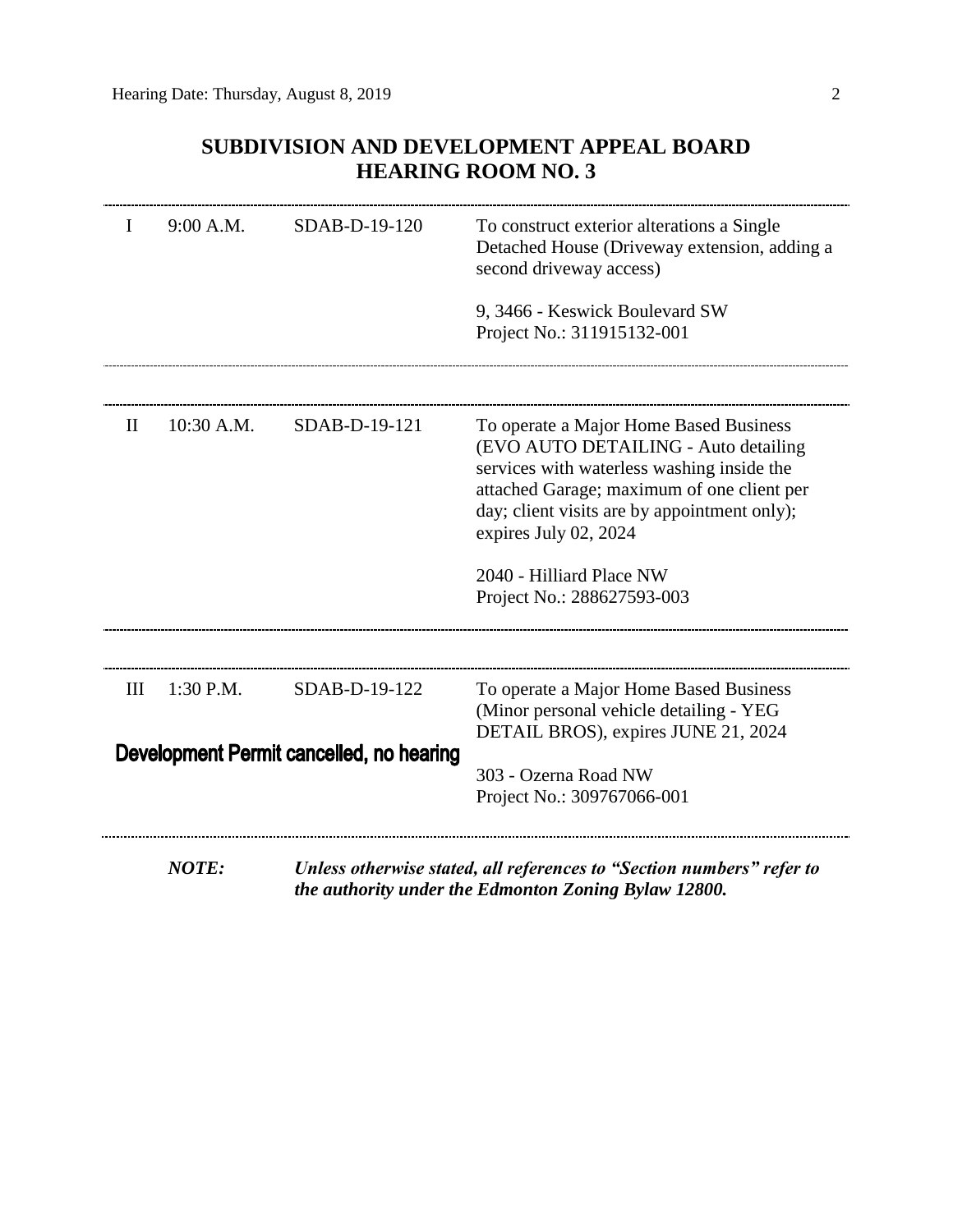## SUBDIVISION AND DEVELOPMENT APPEAL BOARD
## HEARING ROOM NO. 3

| | | | |
|---|---|---|---|
| I | 9:00 A.M. | SDAB-D-19-120 | To construct exterior alterations a Single Detached House (Driveway extension, adding a second driveway access)<br><br>9, 3466 - Keswick Boulevard SW<br>Project No.: 311915132-001 |
| II | 10:30 A.M. | SDAB-D-19-121 | To operate a Major Home Based Business (EVO AUTO DETAILING - Auto detailing services with waterless washing inside the attached Garage; maximum of one client per day; client visits are by appointment only); expires July 02, 2024<br><br>2040 - Hilliard Place NW<br>Project No.: 288627593-003 |
| III | 1:30 P.M. | SDAB-D-19-122<br><br>**Development Permit cancelled, no hearing** | To operate a Major Home Based Business (Minor personal vehicle detailing - YEG DETAIL BROS), expires JUNE 21, 2024<br><br>303 - Ozerna Road NW<br>Project No.: 309767066-001 |

***NOTE:*** ***Unless otherwise stated, all references to "Section numbers" refer to the authority under the Edmonton Zoning Bylaw 12800.***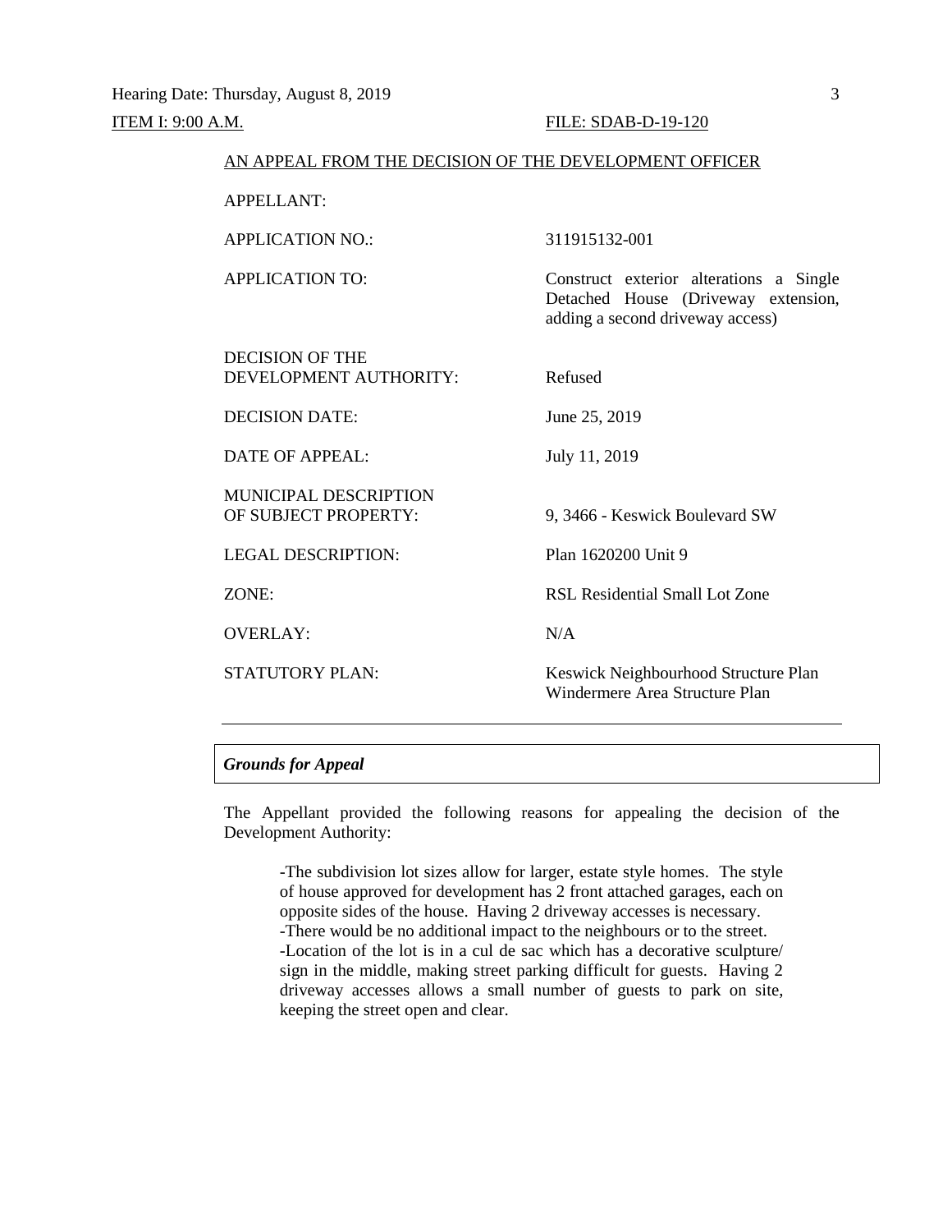Hearing Date: Thursday, August 8, 2019

ITEM I: 9:00 A.M. FILE: SDAB-D-19-120

AN APPEAL FROM THE DECISION OF THE DEVELOPMENT OFFICER

| | |
|---|---|
| APPELLANT: | |
| APPLICATION NO.: | 311915132-001 |
| APPLICATION TO: | Construct exterior alterations a Single Detached House (Driveway extension, adding a second driveway access) |
| DECISION OF THE DEVELOPMENT AUTHORITY: | Refused |
| DECISION DATE: | June 25, 2019 |
| DATE OF APPEAL: | July 11, 2019 |
| MUNICIPAL DESCRIPTION OF SUBJECT PROPERTY: | 9, 3466 - Keswick Boulevard SW |
| LEGAL DESCRIPTION: | Plan 1620200 Unit 9 |
| ZONE: | RSL Residential Small Lot Zone |
| OVERLAY: | N/A |
| STATUTORY PLAN: | Keswick Neighbourhood Structure Plan<br>Windermere Area Structure Plan |

***Grounds for Appeal***

The Appellant provided the following reasons for appealing the decision of the Development Authority:

> -The subdivision lot sizes allow for larger, estate style homes. The style of house approved for development has 2 front attached garages, each on opposite sides of the house. Having 2 driveway accesses is necessary.
> -There would be no additional impact to the neighbours or to the street.
> -Location of the lot is in a cul de sac which has a decorative sculpture/ sign in the middle, making street parking difficult for guests. Having 2 driveway accesses allows a small number of guests to park on site, keeping the street open and clear.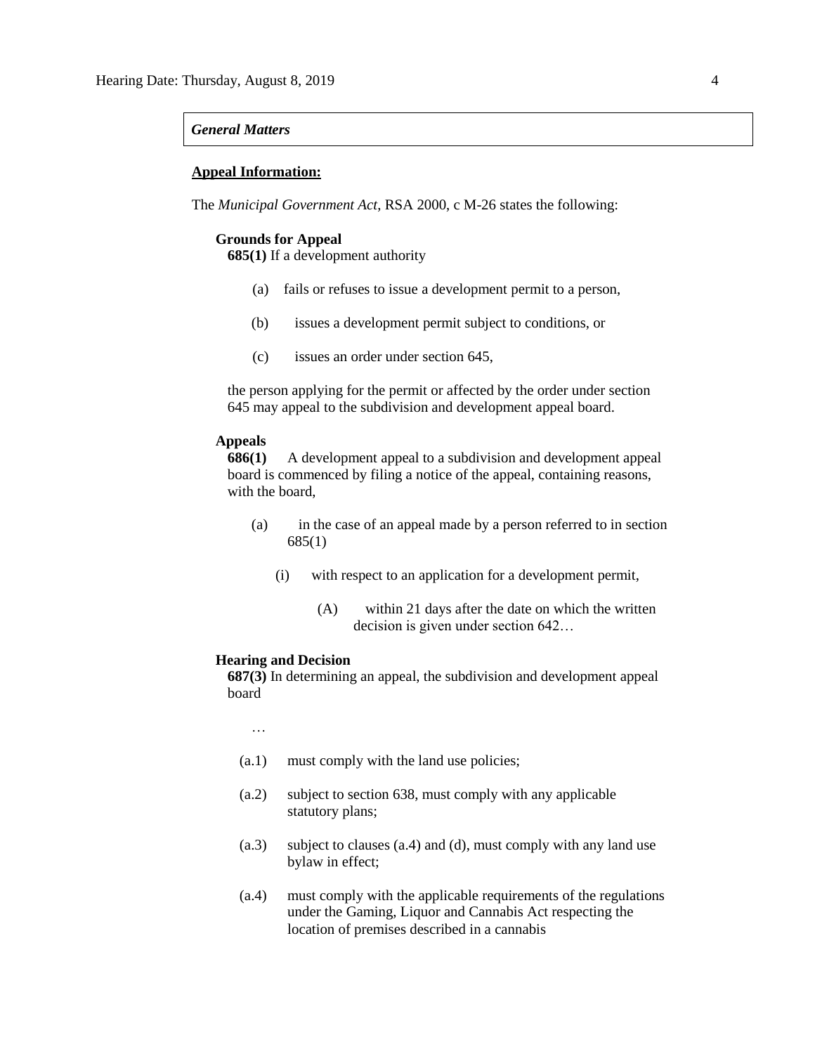*General Matters*

**Appeal Information:**

The *Municipal Government Act*, RSA 2000, c M-26 states the following:

**Grounds for Appeal**

**685(1)** If a development authority

(a) fails or refuses to issue a development permit to a person,

(b) issues a development permit subject to conditions, or

(c) issues an order under section 645,

the person applying for the permit or affected by the order under section 645 may appeal to the subdivision and development appeal board.

**Appeals**

**686(1)** A development appeal to a subdivision and development appeal board is commenced by filing a notice of the appeal, containing reasons, with the board,

(a) in the case of an appeal made by a person referred to in section 685(1)

(i) with respect to an application for a development permit,

(A) within 21 days after the date on which the written decision is given under section 642…

**Hearing and Decision**

**687(3)** In determining an appeal, the subdivision and development appeal board

…

(a.1) must comply with the land use policies;

(a.2) subject to section 638, must comply with any applicable statutory plans;

(a.3) subject to clauses (a.4) and (d), must comply with any land use bylaw in effect;

(a.4) must comply with the applicable requirements of the regulations under the Gaming, Liquor and Cannabis Act respecting the location of premises described in a cannabis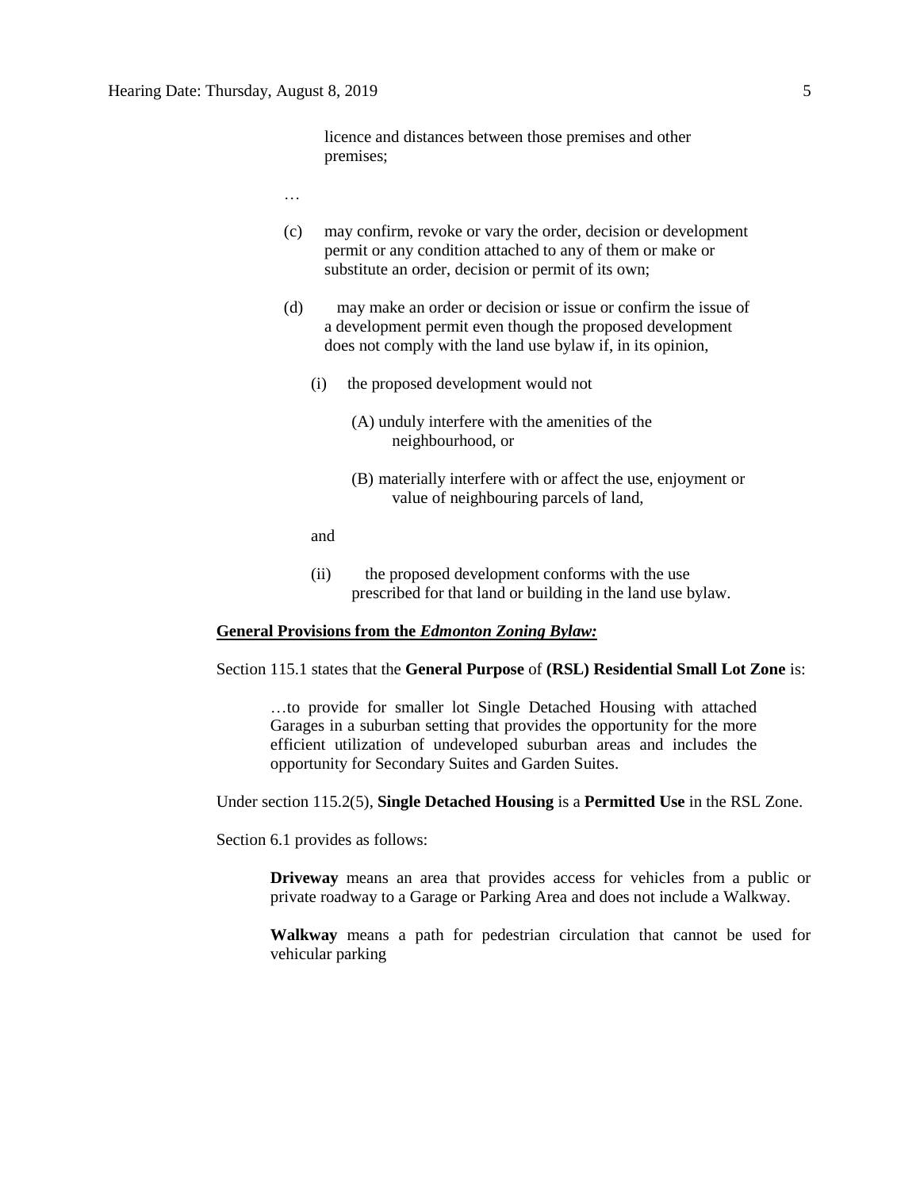licence and distances between those premises and other premises;

…

(c) may confirm, revoke or vary the order, decision or development permit or any condition attached to any of them or make or substitute an order, decision or permit of its own;

(d) may make an order or decision or issue or confirm the issue of a development permit even though the proposed development does not comply with the land use bylaw if, in its opinion,

(i) the proposed development would not

(A) unduly interfere with the amenities of the neighbourhood, or

(B) materially interfere with or affect the use, enjoyment or value of neighbouring parcels of land,

and

(ii) the proposed development conforms with the use prescribed for that land or building in the land use bylaw.

**General Provisions from the *Edmonton Zoning Bylaw:***

Section 115.1 states that the **General Purpose** of **(RSL) Residential Small Lot Zone** is:

> …to provide for smaller lot Single Detached Housing with attached Garages in a suburban setting that provides the opportunity for the more efficient utilization of undeveloped suburban areas and includes the opportunity for Secondary Suites and Garden Suites.

Under section 115.2(5), **Single Detached Housing** is a **Permitted Use** in the RSL Zone.

Section 6.1 provides as follows:

> **Driveway** means an area that provides access for vehicles from a public or private roadway to a Garage or Parking Area and does not include a Walkway.
>
> **Walkway** means a path for pedestrian circulation that cannot be used for vehicular parking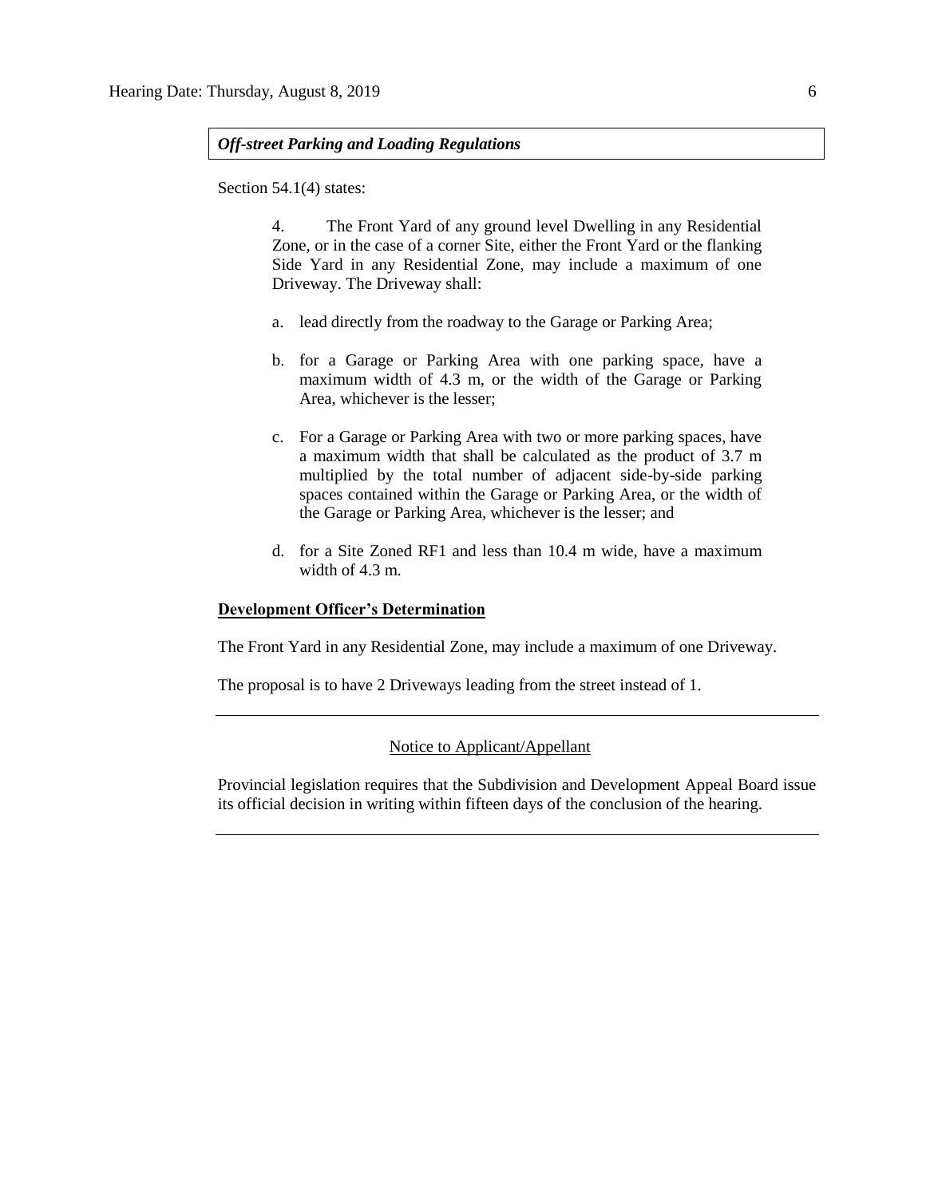***Off-street Parking and Loading Regulations***

Section 54.1(4) states:

> 4. The Front Yard of any ground level Dwelling in any Residential Zone, or in the case of a corner Site, either the Front Yard or the flanking Side Yard in any Residential Zone, may include a maximum of one Driveway. The Driveway shall:
>
> a. lead directly from the roadway to the Garage or Parking Area;
>
> b. for a Garage or Parking Area with one parking space, have a maximum width of 4.3 m, or the width of the Garage or Parking Area, whichever is the lesser;
>
> c. For a Garage or Parking Area with two or more parking spaces, have a maximum width that shall be calculated as the product of 3.7 m multiplied by the total number of adjacent side-by-side parking spaces contained within the Garage or Parking Area, or the width of the Garage or Parking Area, whichever is the lesser; and
>
> d. for a Site Zoned RF1 and less than 10.4 m wide, have a maximum width of 4.3 m.

**Development Officer's Determination**

The Front Yard in any Residential Zone, may include a maximum of one Driveway.

The proposal is to have 2 Driveways leading from the street instead of 1.

---

Notice to Applicant/Appellant

Provincial legislation requires that the Subdivision and Development Appeal Board issue its official decision in writing within fifteen days of the conclusion of the hearing.

---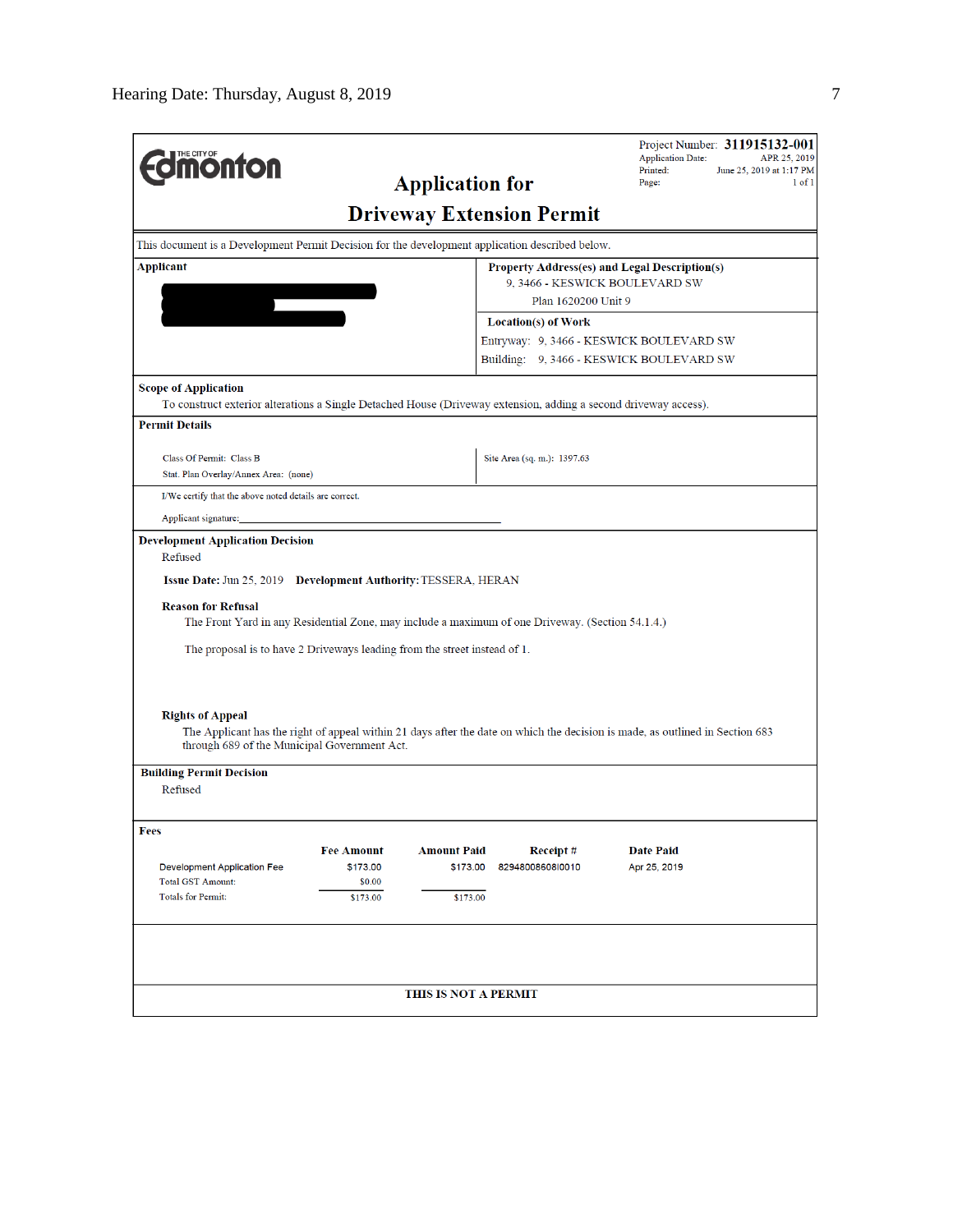THE CITY OF **Edmonton**

Project Number: **311915132-001**
Application Date: APR 25, 2019
Printed: June 25, 2019 at 1:17 PM
Page: 1 of 1

# Application for Driveway Extension Permit

This document is a Development Permit Decision for the development application described below.

**Applicant**

**Property Address(es) and Legal Description(s)**
9, 3466 - KESWICK BOULEVARD SW
Plan 1620200 Unit 9

**Location(s) of Work**
Entryway: 9, 3466 - KESWICK BOULEVARD SW
Building: 9, 3466 - KESWICK BOULEVARD SW

**Scope of Application**
To construct exterior alterations a Single Detached House (Driveway extension, adding a second driveway access).

**Permit Details**

Class Of Permit: Class B
Stat. Plan Overlay/Annex Area: (none)

Site Area (sq. m.): 1397.63

I/We certify that the above noted details are correct.

Applicant signature:___________________________

**Development Application Decision**
Refused

**Issue Date:** Jun 25, 2019 **Development Authority:** TESSERA, HERAN

**Reason for Refusal**
The Front Yard in any Residential Zone, may include a maximum of one Driveway. (Section 54.1.4.)

The proposal is to have 2 Driveways leading from the street instead of 1.

**Rights of Appeal**
The Applicant has the right of appeal within 21 days after the date on which the decision is made, as outlined in Section 683 through 689 of the Municipal Government Act.

**Building Permit Decision**
Refused

**Fees**

| | Fee Amount | Amount Paid | Receipt # | Date Paid |
|---|---|---|---|---|
| Development Application Fee | $173.00 | $173.00 | 8294800860810010 | Apr 25, 2019 |
| Total GST Amount: | $0.00 | | | |
| Totals for Permit: | $173.00 | $173.00 | | |

**THIS IS NOT A PERMIT**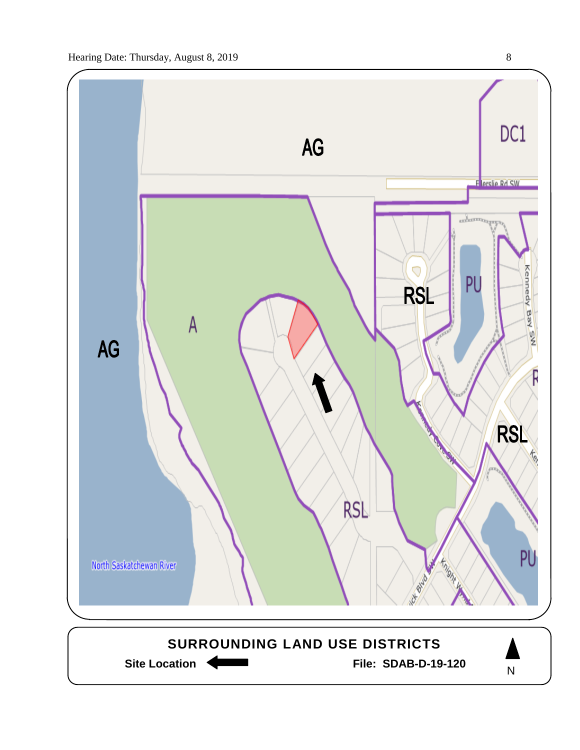AG

DC1

Ellerslie Rd SW

A

AG

RSL

PU

Kennedy Bay SW

RSL

RSL

PU

North Saskatchewan River

Kennedy Cove SW

Knight Wynd

**SURROUNDING LAND USE DISTRICTS**

**Site Location** ←

**File: SDAB-D-19-120**

N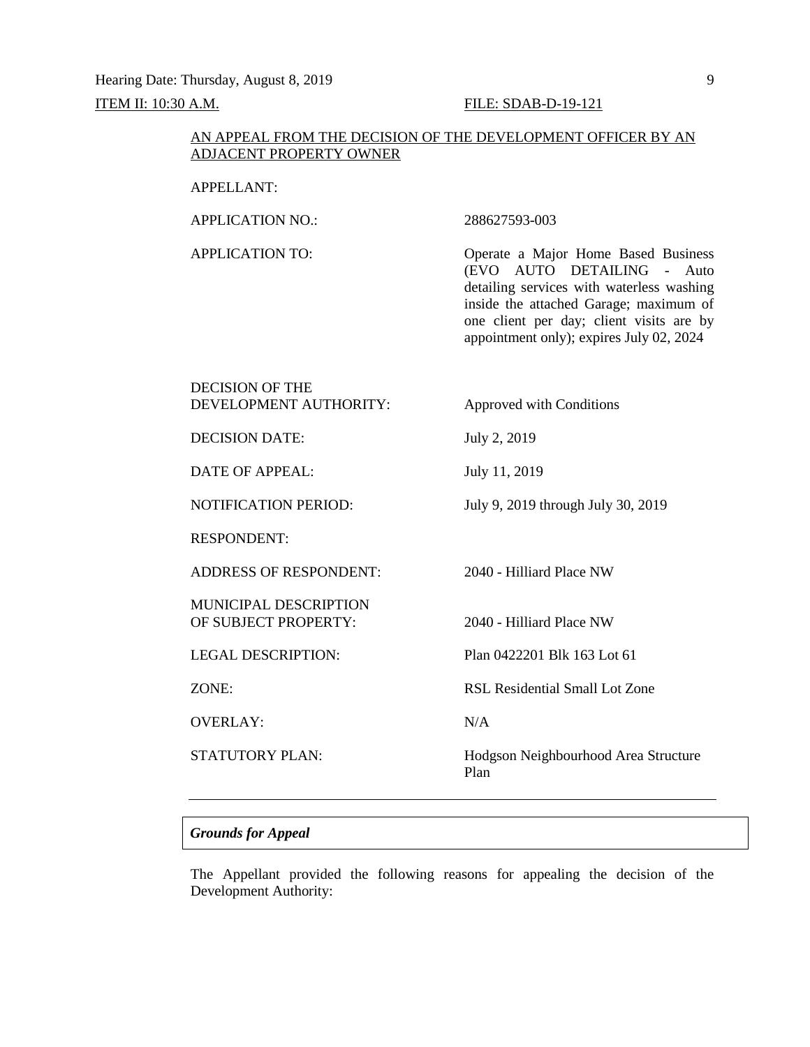ITEM II: 10:30 A.M. FILE: SDAB-D-19-121

AN APPEAL FROM THE DECISION OF THE DEVELOPMENT OFFICER BY AN ADJACENT PROPERTY OWNER

| | |
|---|---|
| APPELLANT: | |
| APPLICATION NO.: | 288627593-003 |
| APPLICATION TO: | Operate a Major Home Based Business (EVO AUTO DETAILING - Auto detailing services with waterless washing inside the attached Garage; maximum of one client per day; client visits are by appointment only); expires July 02, 2024 |
| DECISION OF THE DEVELOPMENT AUTHORITY: | Approved with Conditions |
| DECISION DATE: | July 2, 2019 |
| DATE OF APPEAL: | July 11, 2019 |
| NOTIFICATION PERIOD: | July 9, 2019 through July 30, 2019 |
| RESPONDENT: | |
| ADDRESS OF RESPONDENT: | 2040 - Hilliard Place NW |
| MUNICIPAL DESCRIPTION OF SUBJECT PROPERTY: | 2040 - Hilliard Place NW |
| LEGAL DESCRIPTION: | Plan 0422201 Blk 163 Lot 61 |
| ZONE: | RSL Residential Small Lot Zone |
| OVERLAY: | N/A |
| STATUTORY PLAN: | Hodgson Neighbourhood Area Structure Plan |

---

***Grounds for Appeal***

The Appellant provided the following reasons for appealing the decision of the Development Authority: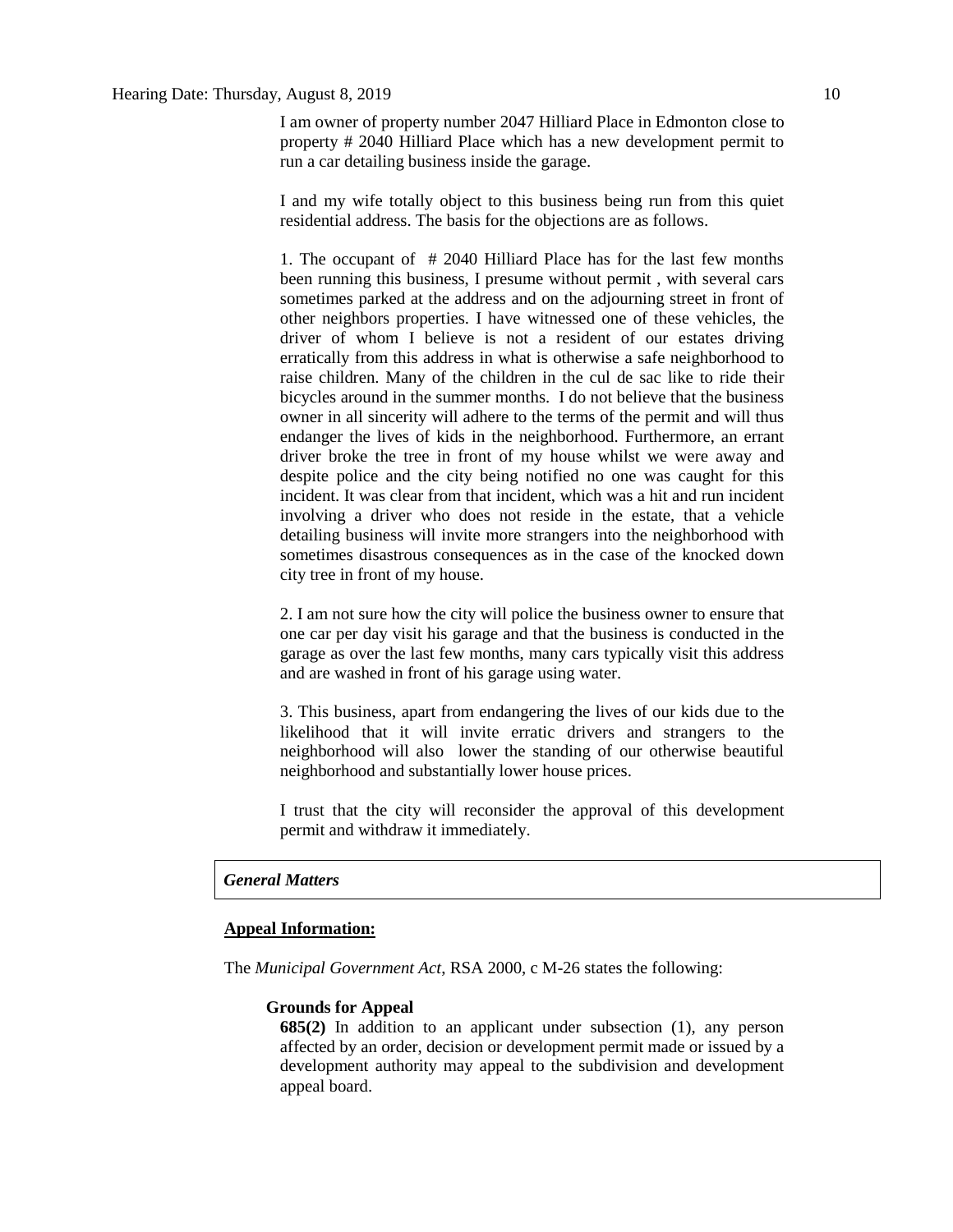I am owner of property number 2047 Hilliard Place in Edmonton close to property # 2040 Hilliard Place which has a new development permit to run a car detailing business inside the garage.

I and my wife totally object to this business being run from this quiet residential address. The basis for the objections are as follows.

1. The occupant of # 2040 Hilliard Place has for the last few months been running this business, I presume without permit , with several cars sometimes parked at the address and on the adjourning street in front of other neighbors properties. I have witnessed one of these vehicles, the driver of whom I believe is not a resident of our estates driving erratically from this address in what is otherwise a safe neighborhood to raise children. Many of the children in the cul de sac like to ride their bicycles around in the summer months. I do not believe that the business owner in all sincerity will adhere to the terms of the permit and will thus endanger the lives of kids in the neighborhood. Furthermore, an errant driver broke the tree in front of my house whilst we were away and despite police and the city being notified no one was caught for this incident. It was clear from that incident, which was a hit and run incident involving a driver who does not reside in the estate, that a vehicle detailing business will invite more strangers into the neighborhood with sometimes disastrous consequences as in the case of the knocked down city tree in front of my house.

2. I am not sure how the city will police the business owner to ensure that one car per day visit his garage and that the business is conducted in the garage as over the last few months, many cars typically visit this address and are washed in front of his garage using water.

3. This business, apart from endangering the lives of our kids due to the likelihood that it will invite erratic drivers and strangers to the neighborhood will also lower the standing of our otherwise beautiful neighborhood and substantially lower house prices.

I trust that the city will reconsider the approval of this development permit and withdraw it immediately.

### *General Matters*

**Appeal Information:**

The *Municipal Government Act*, RSA 2000, c M-26 states the following:

**Grounds for Appeal**

**685(2)** In addition to an applicant under subsection (1), any person affected by an order, decision or development permit made or issued by a development authority may appeal to the subdivision and development appeal board.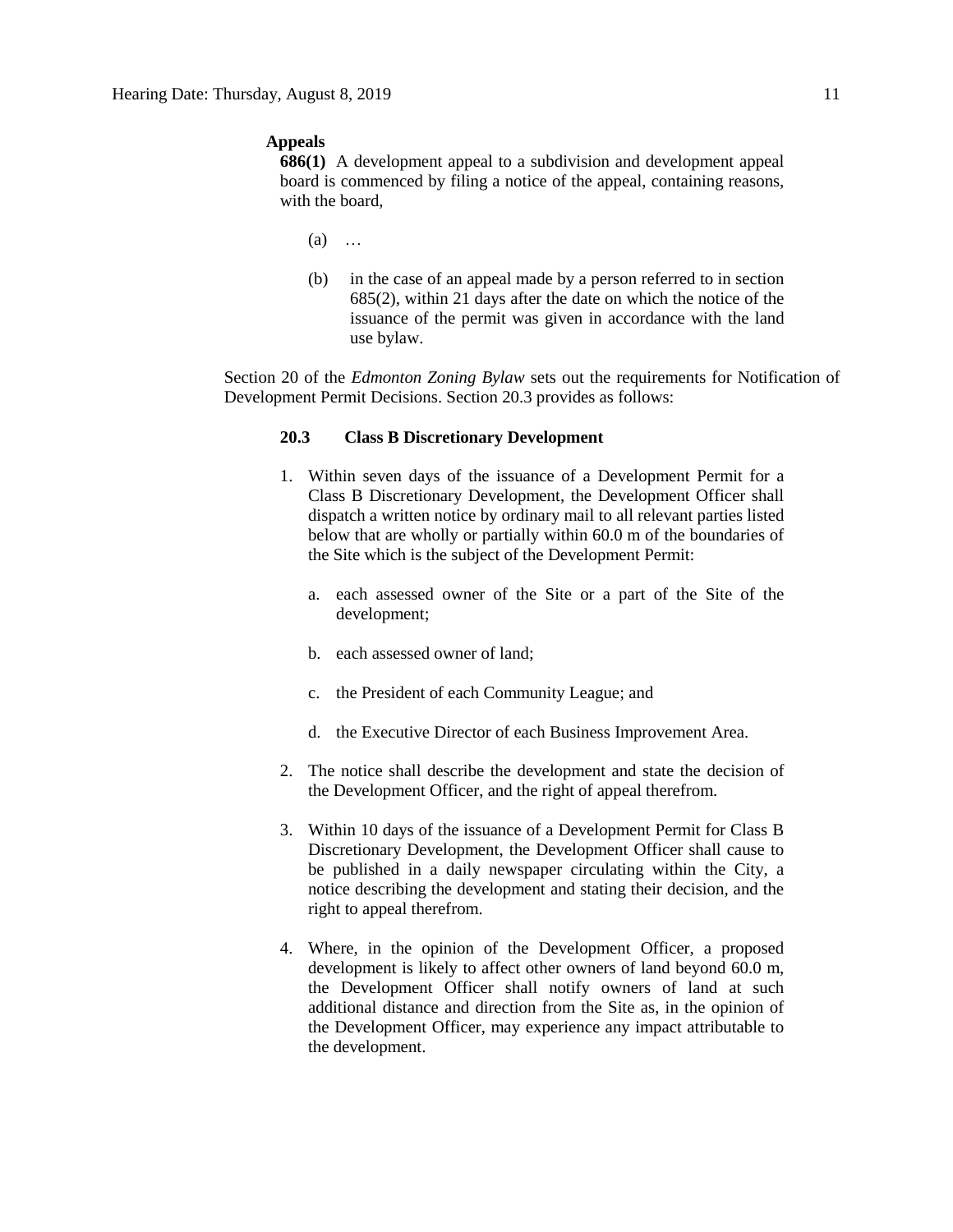**Appeals**

**686(1)** A development appeal to a subdivision and development appeal board is commenced by filing a notice of the appeal, containing reasons, with the board,

(a) …

(b) in the case of an appeal made by a person referred to in section 685(2), within 21 days after the date on which the notice of the issuance of the permit was given in accordance with the land use bylaw.

Section 20 of the *Edmonton Zoning Bylaw* sets out the requirements for Notification of Development Permit Decisions. Section 20.3 provides as follows:

**20.3 Class B Discretionary Development**

1. Within seven days of the issuance of a Development Permit for a Class B Discretionary Development, the Development Officer shall dispatch a written notice by ordinary mail to all relevant parties listed below that are wholly or partially within 60.0 m of the boundaries of the Site which is the subject of the Development Permit:

   a. each assessed owner of the Site or a part of the Site of the development;

   b. each assessed owner of land;

   c. the President of each Community League; and

   d. the Executive Director of each Business Improvement Area.

2. The notice shall describe the development and state the decision of the Development Officer, and the right of appeal therefrom.

3. Within 10 days of the issuance of a Development Permit for Class B Discretionary Development, the Development Officer shall cause to be published in a daily newspaper circulating within the City, a notice describing the development and stating their decision, and the right to appeal therefrom.

4. Where, in the opinion of the Development Officer, a proposed development is likely to affect other owners of land beyond 60.0 m, the Development Officer shall notify owners of land at such additional distance and direction from the Site as, in the opinion of the Development Officer, may experience any impact attributable to the development.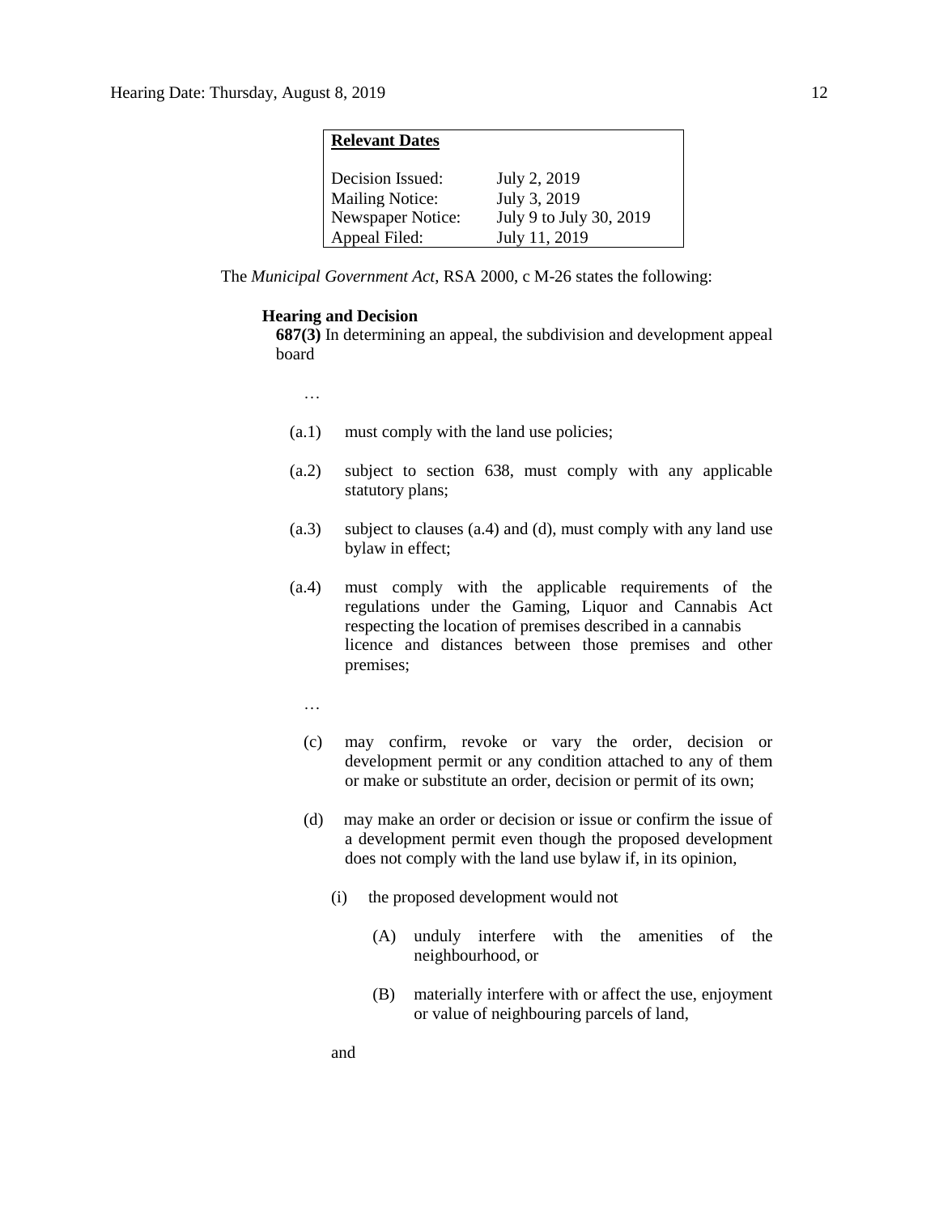| **Relevant Dates** | |
|---|---|
| Decision Issued: | July 2, 2019 |
| Mailing Notice: | July 3, 2019 |
| Newspaper Notice: | July 9 to July 30, 2019 |
| Appeal Filed: | July 11, 2019 |

The *Municipal Government Act*, RSA 2000, c M-26 states the following:

**Hearing and Decision**

**687(3)** In determining an appeal, the subdivision and development appeal board

…

(a.1) must comply with the land use policies;

(a.2) subject to section 638, must comply with any applicable statutory plans;

(a.3) subject to clauses (a.4) and (d), must comply with any land use bylaw in effect;

(a.4) must comply with the applicable requirements of the regulations under the Gaming, Liquor and Cannabis Act respecting the location of premises described in a cannabis licence and distances between those premises and other premises;

…

(c) may confirm, revoke or vary the order, decision or development permit or any condition attached to any of them or make or substitute an order, decision or permit of its own;

(d) may make an order or decision or issue or confirm the issue of a development permit even though the proposed development does not comply with the land use bylaw if, in its opinion,

(i) the proposed development would not

(A) unduly interfere with the amenities of the neighbourhood, or

(B) materially interfere with or affect the use, enjoyment or value of neighbouring parcels of land,

and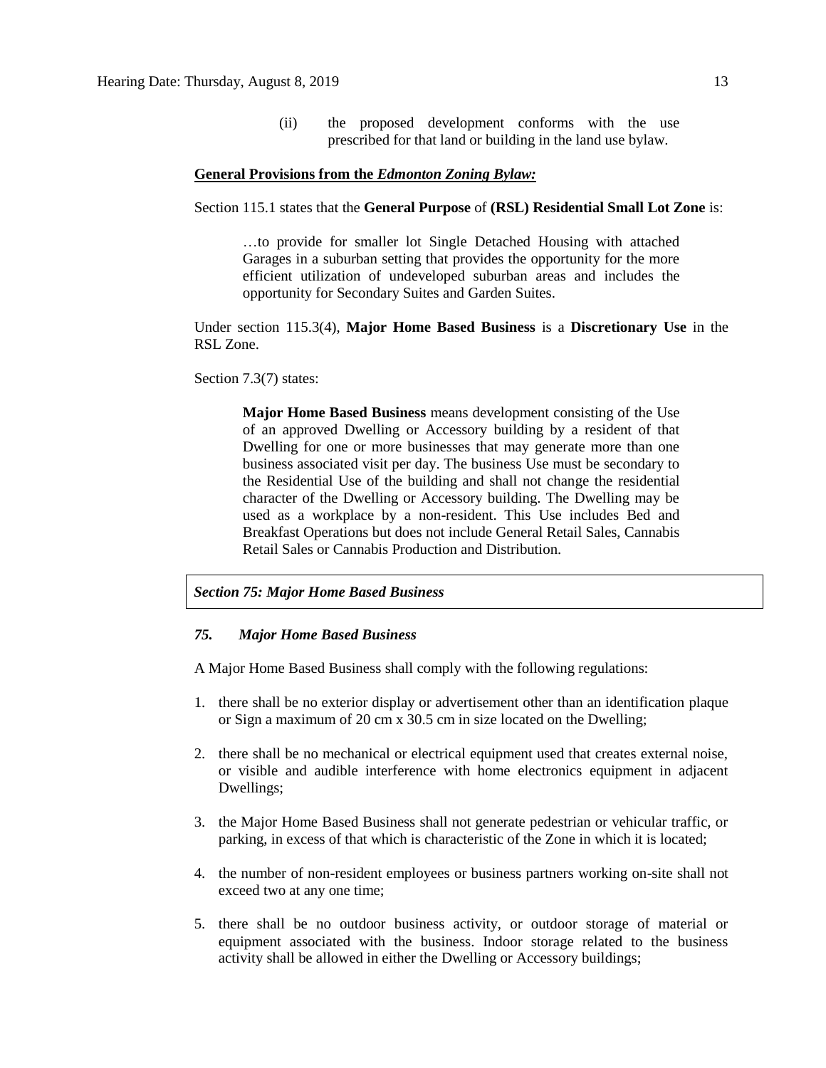(ii) the proposed development conforms with the use prescribed for that land or building in the land use bylaw.

**General Provisions from the *Edmonton Zoning Bylaw:***

Section 115.1 states that the **General Purpose** of **(RSL) Residential Small Lot Zone** is:

> …to provide for smaller lot Single Detached Housing with attached Garages in a suburban setting that provides the opportunity for the more efficient utilization of undeveloped suburban areas and includes the opportunity for Secondary Suites and Garden Suites.

Under section 115.3(4), **Major Home Based Business** is a **Discretionary Use** in the RSL Zone.

Section 7.3(7) states:

> **Major Home Based Business** means development consisting of the Use of an approved Dwelling or Accessory building by a resident of that Dwelling for one or more businesses that may generate more than one business associated visit per day. The business Use must be secondary to the Residential Use of the building and shall not change the residential character of the Dwelling or Accessory building. The Dwelling may be used as a workplace by a non-resident. This Use includes Bed and Breakfast Operations but does not include General Retail Sales, Cannabis Retail Sales or Cannabis Production and Distribution.

***Section 75: Major Home Based Business***

***75. Major Home Based Business***

A Major Home Based Business shall comply with the following regulations:

1. there shall be no exterior display or advertisement other than an identification plaque or Sign a maximum of 20 cm x 30.5 cm in size located on the Dwelling;
2. there shall be no mechanical or electrical equipment used that creates external noise, or visible and audible interference with home electronics equipment in adjacent Dwellings;
3. the Major Home Based Business shall not generate pedestrian or vehicular traffic, or parking, in excess of that which is characteristic of the Zone in which it is located;
4. the number of non-resident employees or business partners working on-site shall not exceed two at any one time;
5. there shall be no outdoor business activity, or outdoor storage of material or equipment associated with the business. Indoor storage related to the business activity shall be allowed in either the Dwelling or Accessory buildings;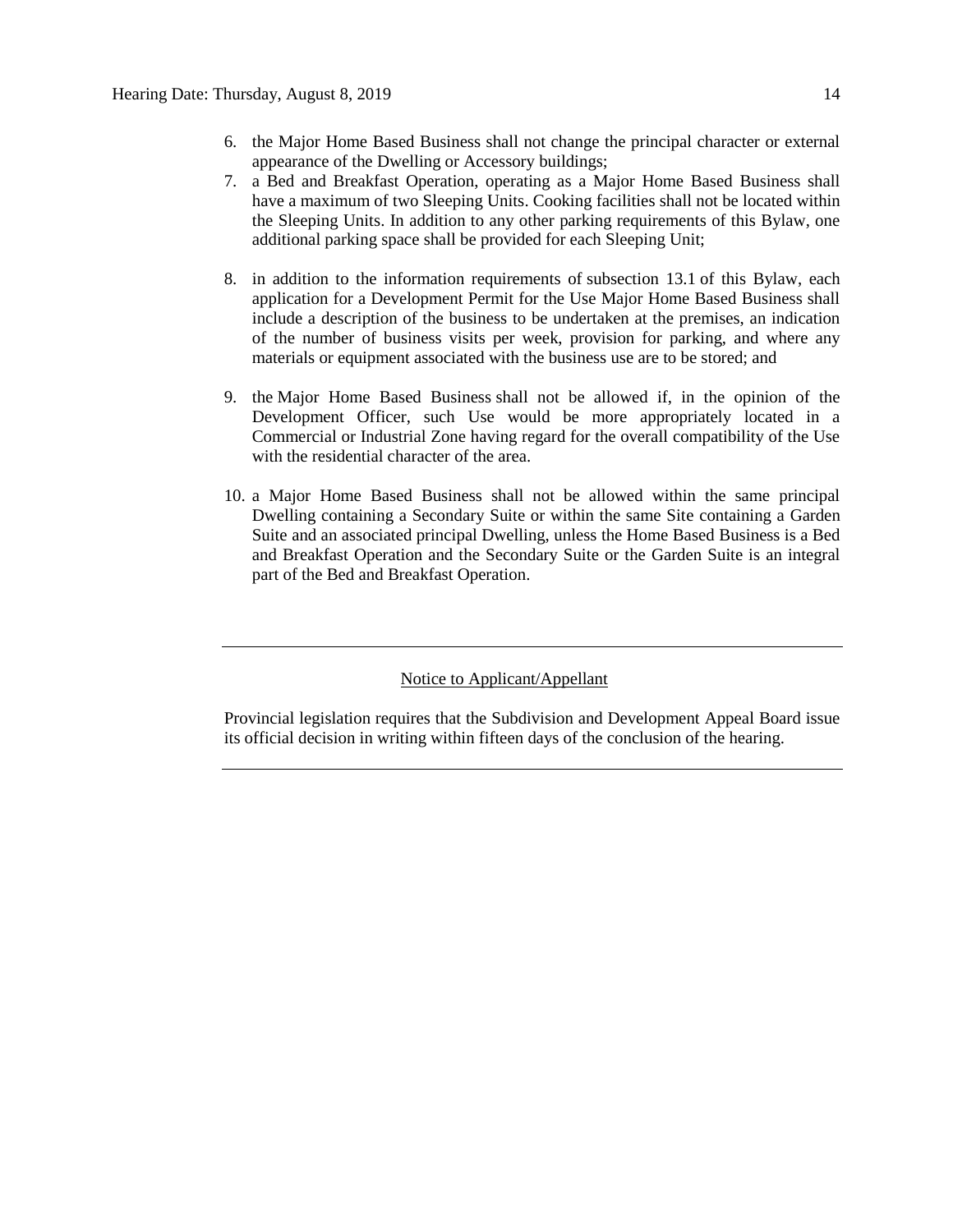6. the Major Home Based Business shall not change the principal character or external appearance of the Dwelling or Accessory buildings;
7. a Bed and Breakfast Operation, operating as a Major Home Based Business shall have a maximum of two Sleeping Units. Cooking facilities shall not be located within the Sleeping Units. In addition to any other parking requirements of this Bylaw, one additional parking space shall be provided for each Sleeping Unit;
8. in addition to the information requirements of subsection 13.1 of this Bylaw, each application for a Development Permit for the Use Major Home Based Business shall include a description of the business to be undertaken at the premises, an indication of the number of business visits per week, provision for parking, and where any materials or equipment associated with the business use are to be stored; and
9. the Major Home Based Business shall not be allowed if, in the opinion of the Development Officer, such Use would be more appropriately located in a Commercial or Industrial Zone having regard for the overall compatibility of the Use with the residential character of the area.
10. a Major Home Based Business shall not be allowed within the same principal Dwelling containing a Secondary Suite or within the same Site containing a Garden Suite and an associated principal Dwelling, unless the Home Based Business is a Bed and Breakfast Operation and the Secondary Suite or the Garden Suite is an integral part of the Bed and Breakfast Operation.

---

Notice to Applicant/Appellant

Provincial legislation requires that the Subdivision and Development Appeal Board issue its official decision in writing within fifteen days of the conclusion of the hearing.

---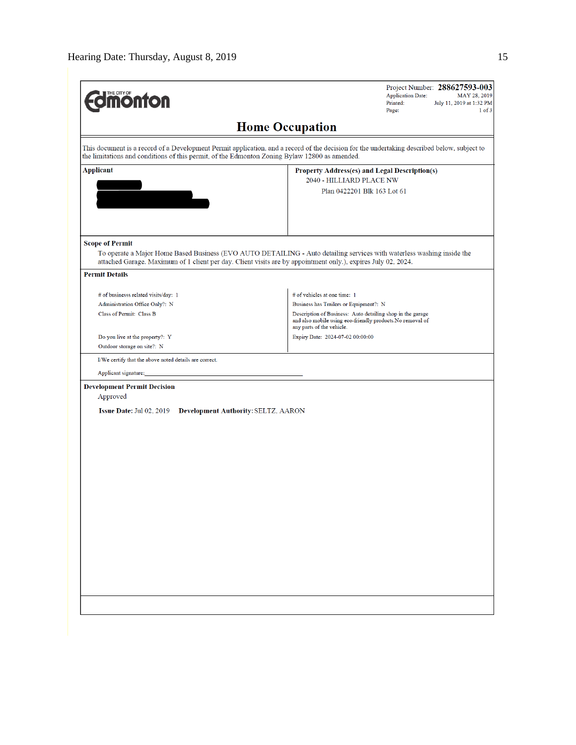THE CITY OF **Edmonton**

Project Number: **288627593-003**
Application Date: MAY 28, 2019
Printed: July 11, 2019 at 1:32 PM
Page: 1 of 3

# Home Occupation

This document is a record of a Development Permit application, and a record of the decision for the undertaking described below, subject to the limitations and conditions of this permit, of the Edmonton Zoning Bylaw 12800 as amended.

| **Applicant** | **Property Address(es) and Legal Description(s)** |
|---|---|
| | 2040 - HILLIARD PLACE NW<br>Plan 0422201 Blk 163 Lot 61 |

**Scope of Permit**

To operate a Major Home Based Business (EVO AUTO DETAILING - Auto detailing services with waterless washing inside the attached Garage. Maximum of 1 client per day. Client visits are by appointment only.), expires July 02, 2024.

**Permit Details**

| | |
|---|---|
| # of businesss related visits/day: 1 | # of vehicles at one time: 1 |
| Administration Office Only?: N | Business has Trailers or Equipment?: N |
| Class of Permit: Class B | Description of Business: Auto detailing shop in the garage and also mobile using eco-friendly products.No removal of any parts of the vehicle. |
| Do you live at the property?: Y | Expiry Date: 2024-07-02 00:00:00 |
| Outdoor storage on site?: N | |

I/We certify that the above noted details are correct.

Applicant signature:_______________________________________

**Development Permit Decision**

Approved

**Issue Date:** Jul 02, 2019 **Development Authority:** SELTZ, AARON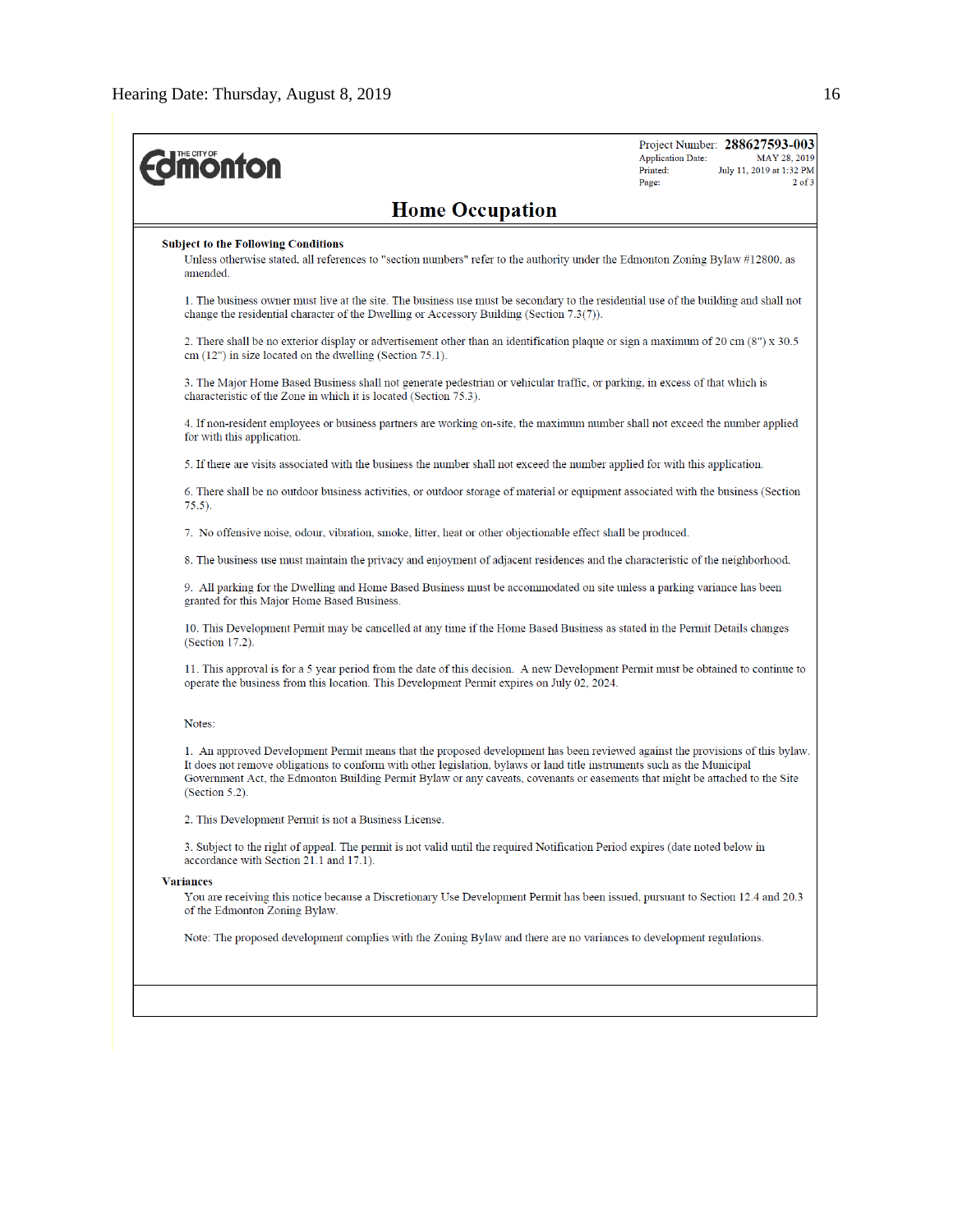THE CITY OF Edmonton

Project Number: **288627593-003**
Application Date: MAY 28, 2019
Printed: July 11, 2019 at 1:32 PM
Page: 2 of 3

## Home Occupation

**Subject to the Following Conditions**

Unless otherwise stated, all references to "section numbers" refer to the authority under the Edmonton Zoning Bylaw #12800, as amended.

1. The business owner must live at the site. The business use must be secondary to the residential use of the building and shall not change the residential character of the Dwelling or Accessory Building (Section 7.3(7)).

2. There shall be no exterior display or advertisement other than an identification plaque or sign a maximum of 20 cm (8") x 30.5 cm (12") in size located on the dwelling (Section 75.1).

3. The Major Home Based Business shall not generate pedestrian or vehicular traffic, or parking, in excess of that which is characteristic of the Zone in which it is located (Section 75.3).

4. If non-resident employees or business partners are working on-site, the maximum number shall not exceed the number applied for with this application.

5. If there are visits associated with the business the number shall not exceed the number applied for with this application.

6. There shall be no outdoor business activities, or outdoor storage of material or equipment associated with the business (Section 75.5).

7. No offensive noise, odour, vibration, smoke, litter, heat or other objectionable effect shall be produced.

8. The business use must maintain the privacy and enjoyment of adjacent residences and the characteristic of the neighborhood.

9. All parking for the Dwelling and Home Based Business must be accommodated on site unless a parking variance has been granted for this Major Home Based Business.

10. This Development Permit may be cancelled at any time if the Home Based Business as stated in the Permit Details changes (Section 17.2).

11. This approval is for a 5 year period from the date of this decision. A new Development Permit must be obtained to continue to operate the business from this location. This Development Permit expires on July 02, 2024.

Notes:

1. An approved Development Permit means that the proposed development has been reviewed against the provisions of this bylaw. It does not remove obligations to conform with other legislation, bylaws or land title instruments such as the Municipal Government Act, the Edmonton Building Permit Bylaw or any caveats, covenants or easements that might be attached to the Site (Section 5.2).

2. This Development Permit is not a Business License.

3. Subject to the right of appeal. The permit is not valid until the required Notification Period expires (date noted below in accordance with Section 21.1 and 17.1).

**Variances**

You are receiving this notice because a Discretionary Use Development Permit has been issued, pursuant to Section 12.4 and 20.3 of the Edmonton Zoning Bylaw.

Note: The proposed development complies with the Zoning Bylaw and there are no variances to development regulations.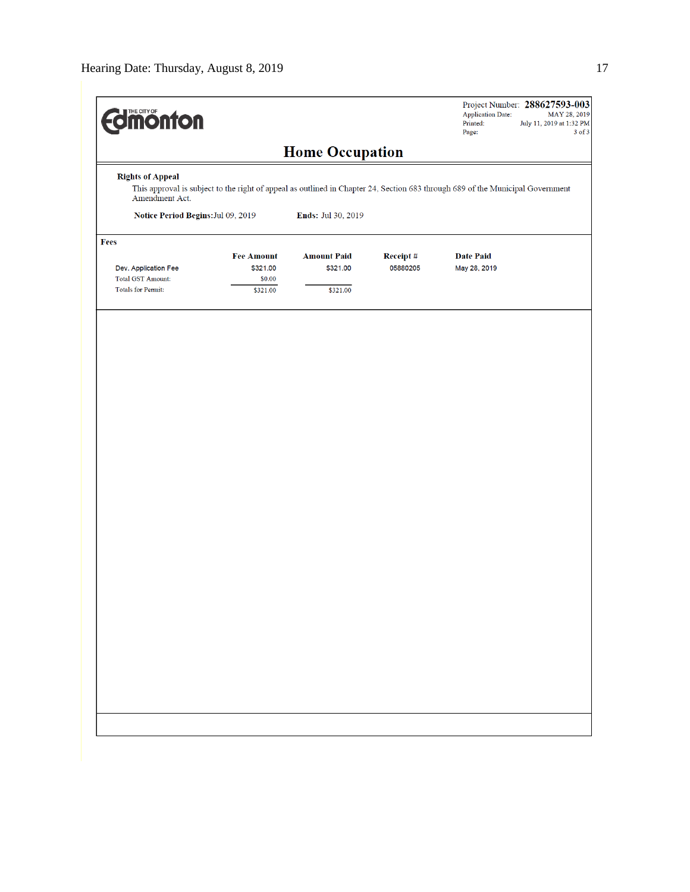THE CITY OF Edmonton

Project Number: **288627593-003**
Application Date: MAY 28, 2019
Printed: July 11, 2019 at 1:32 PM

## Home Occupation

**Rights of Appeal**

This approval is subject to the right of appeal as outlined in Chapter 24, Section 683 through 689 of the Municipal Government Amendment Act.

**Notice Period Begins:** Jul 09, 2019 **Ends:** Jul 30, 2019

**Fees**

| | Fee Amount | Amount Paid | Receipt # | Date Paid |
|---|---|---|---|---|
| Dev. Application Fee | $321.00 | $321.00 | 05880205 | May 28, 2019 |
| Total GST Amount: | $0.00 | | | |
| Totals for Permit: | $321.00 | $321.00 | | |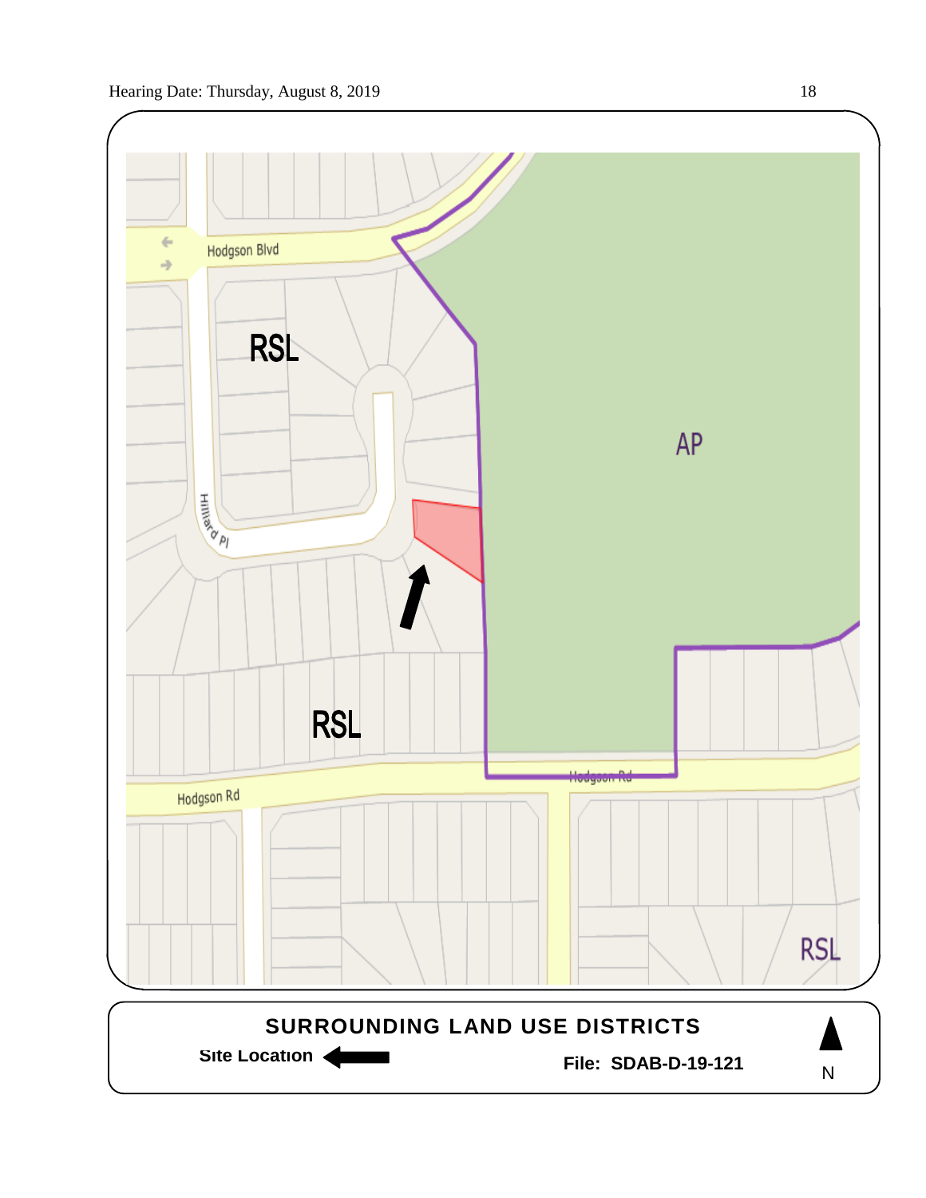RSL

AP

RSL

RSL

Hodgson Blvd

Hilliard Pl

Hodgson Rd

Hodgson Rd

**SURROUNDING LAND USE DISTRICTS**

**Site Location**

**File: SDAB-D-19-121**

N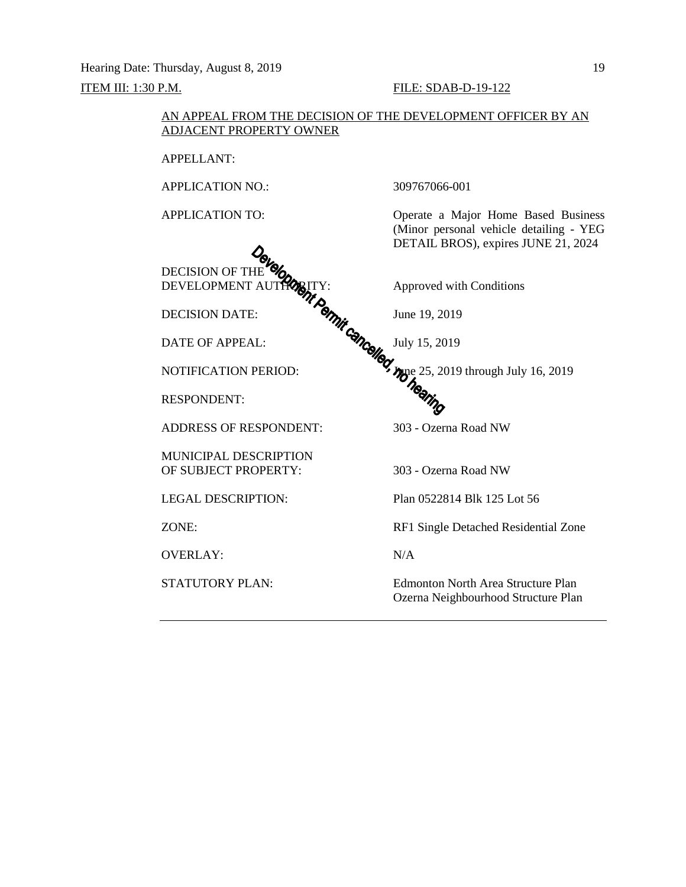Hearing Date: Thursday, August 8, 2019

ITEM III: 1:30 P.M. FILE: SDAB-D-19-122

AN APPEAL FROM THE DECISION OF THE DEVELOPMENT OFFICER BY AN ADJACENT PROPERTY OWNER

Development Permit cancelled, no hearing

| | |
|---|---|
| APPELLANT: | |
| APPLICATION NO.: | 309767066-001 |
| APPLICATION TO: | Operate a Major Home Based Business (Minor personal vehicle detailing - YEG DETAIL BROS), expires JUNE 21, 2024 |
| DECISION OF THE DEVELOPMENT AUTHORITY: | Approved with Conditions |
| DECISION DATE: | June 19, 2019 |
| DATE OF APPEAL: | July 15, 2019 |
| NOTIFICATION PERIOD: | June 25, 2019 through July 16, 2019 |
| RESPONDENT: | |
| ADDRESS OF RESPONDENT: | 303 - Ozerna Road NW |
| MUNICIPAL DESCRIPTION OF SUBJECT PROPERTY: | 303 - Ozerna Road NW |
| LEGAL DESCRIPTION: | Plan 0522814 Blk 125 Lot 56 |
| ZONE: | RF1 Single Detached Residential Zone |
| OVERLAY: | N/A |
| STATUTORY PLAN: | Edmonton North Area Structure Plan<br>Ozerna Neighbourhood Structure Plan |